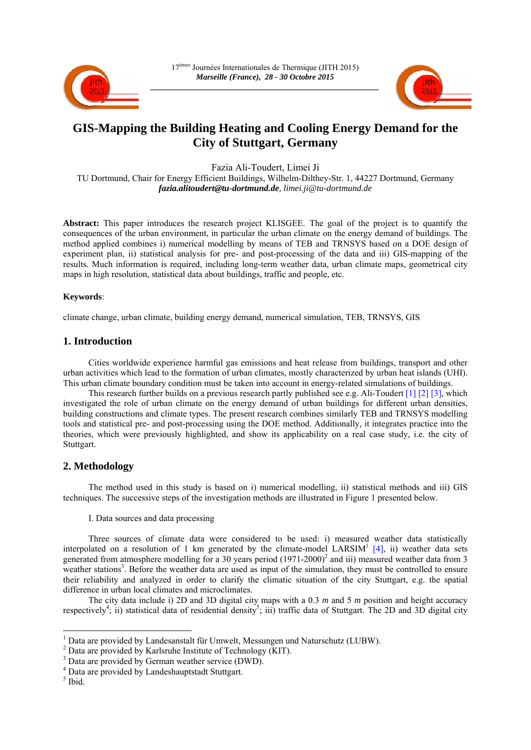# GIS-Mapping the Building Heating and Cooling Energy Demand for the City of Stuttgart, Germany

Fazia Ali-Toudert, Limei Ji

TU Dortmund, Chair for Energy Efficient Buildings, Wilhelm-Dilthey-Str. 1, 44227 Dortmund, Germany

***fazia.alitoudert@tu-dortmund.de***, *limei.ji@tu-dortmund.de*

**Abstract:** This paper introduces the research project KLISGEE. The goal of the project is to quantify the consequences of the urban environment, in particular the urban climate on the energy demand of buildings. The method applied combines i) numerical modelling by means of TEB and TRNSYS based on a DOE design of experiment plan, ii) statistical analysis for pre- and post-processing of the data and iii) GIS-mapping of the results. Much information is required, including long-term weather data, urban climate maps, geometrical city maps in high resolution, statistical data about buildings, traffic and people, etc.

**Keywords**:

climate change, urban climate, building energy demand, numerical simulation, TEB, TRNSYS, GIS

## 1. Introduction

Cities worldwide experience harmful gas emissions and heat release from buildings, transport and other urban activities which lead to the formation of urban climates, mostly characterized by urban heat islands (UHI). This urban climate boundary condition must be taken into account in energy-related simulations of buildings.

This research further builds on a previous research partly published see e.g. Ali-Toudert [1] [2] [3], which investigated the role of urban climate on the energy demand of urban buildings for different urban densities, building constructions and climate types. The present research combines similarly TEB and TRNSYS modelling tools and statistical pre- and post-processing using the DOE method. Additionally, it integrates practice into the theories, which were previously highlighted, and show its applicability on a real case study, i.e. the city of Stuttgart.

## 2. Methodology

The method used in this study is based on i) numerical modelling, ii) statistical methods and iii) GIS techniques. The successive steps of the investigation methods are illustrated in Figure 1 presented below.

I. Data sources and data processing

Three sources of climate data were considered to be used: i) measured weather data statistically interpolated on a resolution of 1 km generated by the climate-model LARSIM[1] [4], ii) weather data sets generated from atmosphere modelling for a 30 years period (1971-2000)[2] and iii) measured weather data from 3 weather stations[3]. Before the weather data are used as input of the simulation, they must be controlled to ensure their reliability and analyzed in order to clarify the climatic situation of the city Stuttgart, e.g. the spatial difference in urban local climates and microclimates.

The city data include i) 2D and 3D digital city maps with a 0.3 *m* and 5 *m* position and height accuracy respectively[4]; ii) statistical data of residential density[5]; iii) traffic data of Stuttgart. The 2D and 3D digital city

---

[1] Data are provided by Landesanstalt für Umwelt, Messungen und Naturschutz (LUBW).

[2] Data are provided by Karlsruhe Institute of Technology (KIT).

[3] Data are provided by German weather service (DWD).

[4] Data are provided by Landeshauptstadt Stuttgart.

[5] Ibid.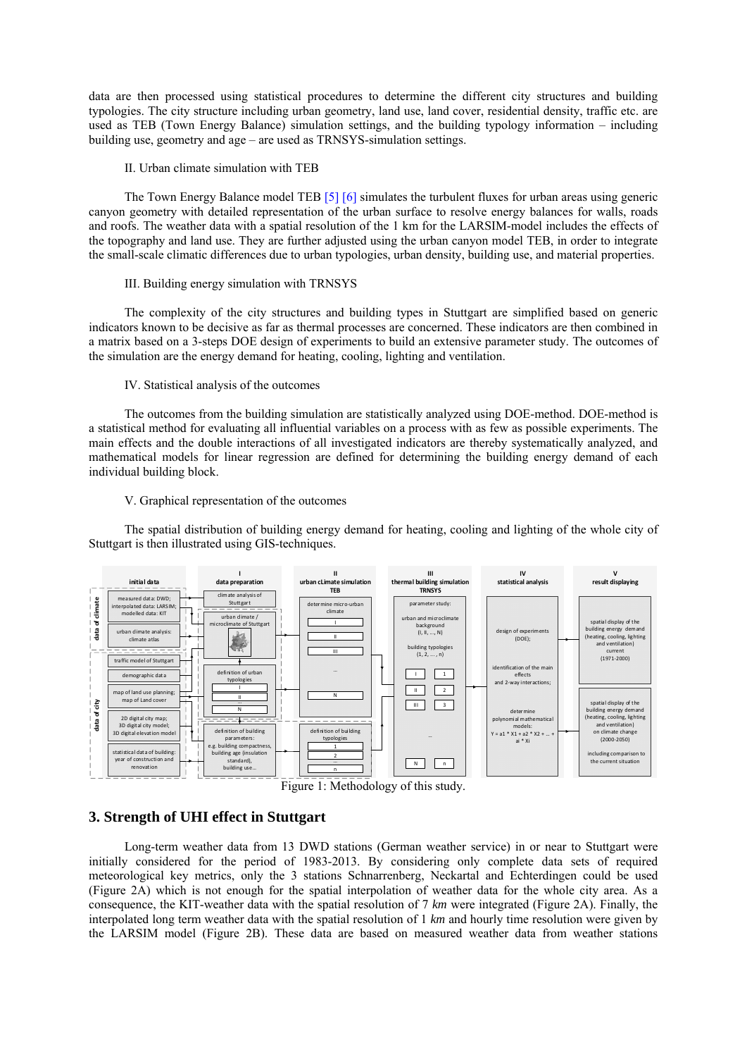data are then processed using statistical procedures to determine the different city structures and building typologies. The city structure including urban geometry, land use, land cover, residential density, traffic etc. are used as TEB (Town Energy Balance) simulation settings, and the building typology information – including building use, geometry and age – are used as TRNSYS-simulation settings.

II. Urban climate simulation with TEB

The Town Energy Balance model TEB [5] [6] simulates the turbulent fluxes for urban areas using generic canyon geometry with detailed representation of the urban surface to resolve energy balances for walls, roads and roofs. The weather data with a spatial resolution of the 1 km for the LARSIM-model includes the effects of the topography and land use. They are further adjusted using the urban canyon model TEB, in order to integrate the small-scale climatic differences due to urban typologies, urban density, building use, and material properties.

III. Building energy simulation with TRNSYS

The complexity of the city structures and building types in Stuttgart are simplified based on generic indicators known to be decisive as far as thermal processes are concerned. These indicators are then combined in a matrix based on a 3-steps DOE design of experiments to build an extensive parameter study. The outcomes of the simulation are the energy demand for heating, cooling, lighting and ventilation.

IV. Statistical analysis of the outcomes

The outcomes from the building simulation are statistically analyzed using DOE-method. DOE-method is a statistical method for evaluating all influential variables on a process with as few as possible experiments. The main effects and the double interactions of all investigated indicators are thereby systematically analyzed, and mathematical models for linear regression are defined for determining the building energy demand of each individual building block.

V. Graphical representation of the outcomes

The spatial distribution of building energy demand for heating, cooling and lighting of the whole city of Stuttgart is then illustrated using GIS-techniques.

Figure 1: Methodology of this study.

## 3. Strength of UHI effect in Stuttgart

Long-term weather data from 13 DWD stations (German weather service) in or near to Stuttgart were initially considered for the period of 1983-2013. By considering only complete data sets of required meteorological key metrics, only the 3 stations Schnarrenberg, Neckartal and Echterdingen could be used (Figure 2A) which is not enough for the spatial interpolation of weather data for the whole city area. As a consequence, the KIT-weather data with the spatial resolution of 7 *km* were integrated (Figure 2A). Finally, the interpolated long term weather data with the spatial resolution of 1 *km* and hourly time resolution were given by the LARSIM model (Figure 2B). These data are based on measured weather data from weather stations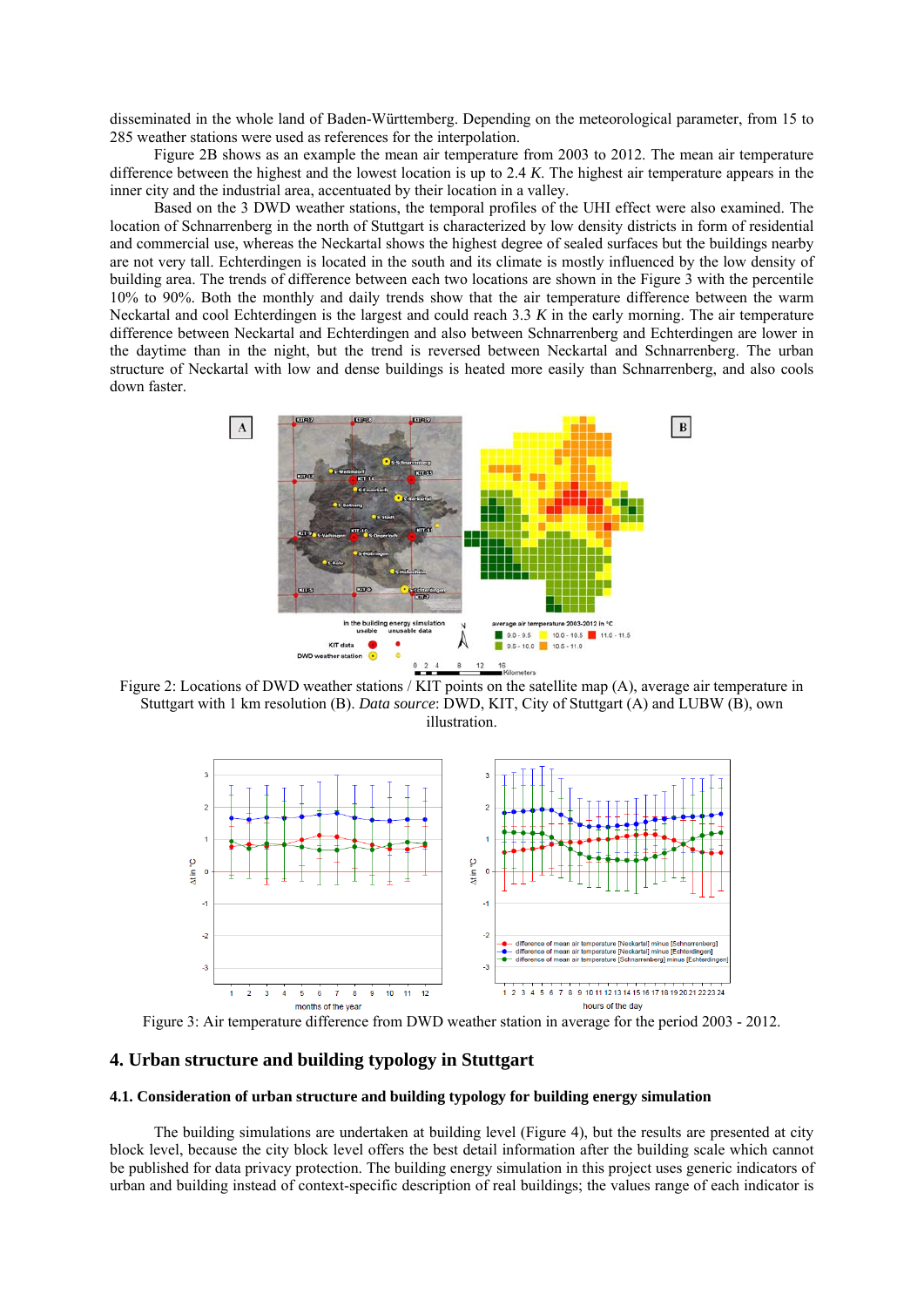disseminated in the whole land of Baden-Württemberg. Depending on the meteorological parameter, from 15 to 285 weather stations were used as references for the interpolation.

Figure 2B shows as an example the mean air temperature from 2003 to 2012. The mean air temperature difference between the highest and the lowest location is up to 2.4 *K*. The highest air temperature appears in the inner city and the industrial area, accentuated by their location in a valley.

Based on the 3 DWD weather stations, the temporal profiles of the UHI effect were also examined. The location of Schnarrenberg in the north of Stuttgart is characterized by low density districts in form of residential and commercial use, whereas the Neckartal shows the highest degree of sealed surfaces but the buildings nearby are not very tall. Echterdingen is located in the south and its climate is mostly influenced by the low density of building area. The trends of difference between each two locations are shown in the Figure 3 with the percentile 10% to 90%. Both the monthly and daily trends show that the air temperature difference between the warm Neckartal and cool Echterdingen is the largest and could reach 3.3 *K* in the early morning. The air temperature difference between Neckartal and Echterdingen and also between Schnarrenberg and Echterdingen are lower in the daytime than in the night, but the trend is reversed between Neckartal and Schnarrenberg. The urban structure of Neckartal with low and dense buildings is heated more easily than Schnarrenberg, and also cools down faster.

Figure 2: Locations of DWD weather stations / KIT points on the satellite map (A), average air temperature in Stuttgart with 1 km resolution (B). *Data source*: DWD, KIT, City of Stuttgart (A) and LUBW (B), own illustration.

Figure 3: Air temperature difference from DWD weather station in average for the period 2003 - 2012.

## 4. Urban structure and building typology in Stuttgart

### 4.1. Consideration of urban structure and building typology for building energy simulation

The building simulations are undertaken at building level (Figure 4), but the results are presented at city block level, because the city block level offers the best detail information after the building scale which cannot be published for data privacy protection. The building energy simulation in this project uses generic indicators of urban and building instead of context-specific description of real buildings; the values range of each indicator is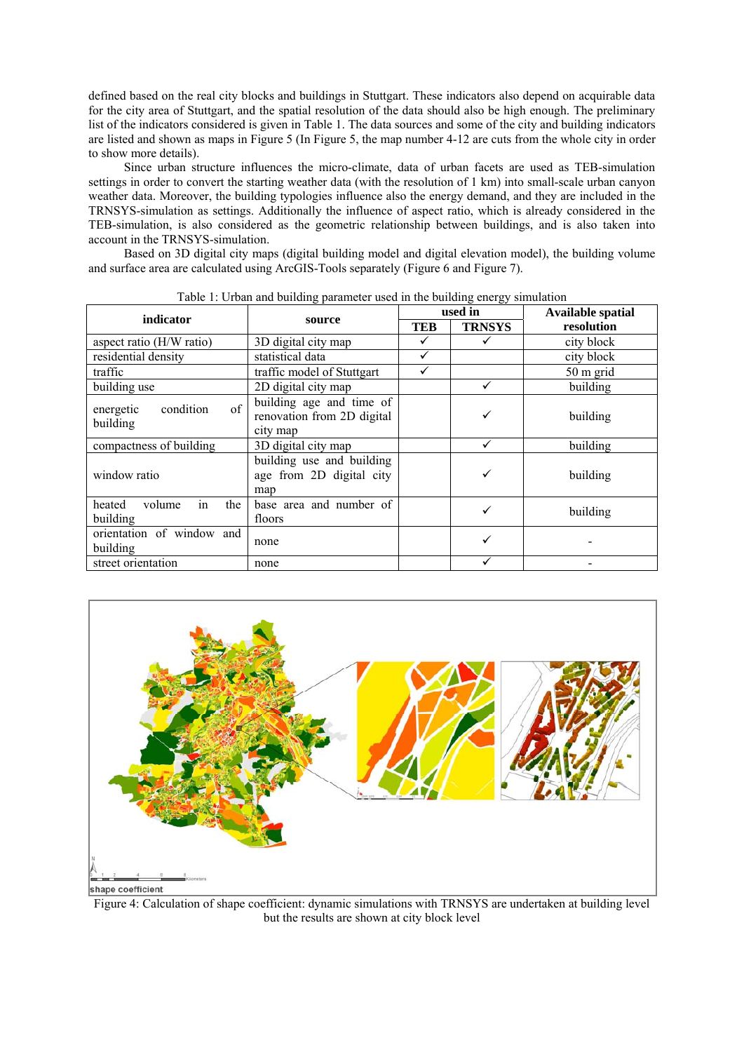defined based on the real city blocks and buildings in Stuttgart. These indicators also depend on acquirable data for the city area of Stuttgart, and the spatial resolution of the data should also be high enough. The preliminary list of the indicators considered is given in Table 1. The data sources and some of the city and building indicators are listed and shown as maps in Figure 5 (In Figure 5, the map number 4-12 are cuts from the whole city in order to show more details).

Since urban structure influences the micro-climate, data of urban facets are used as TEB-simulation settings in order to convert the starting weather data (with the resolution of 1 km) into small-scale urban canyon weather data. Moreover, the building typologies influence also the energy demand, and they are included in the TRNSYS-simulation as settings. Additionally the influence of aspect ratio, which is already considered in the TEB-simulation, is also considered as the geometric relationship between buildings, and is also taken into account in the TRNSYS-simulation.

Based on 3D digital city maps (digital building model and digital elevation model), the building volume and surface area are calculated using ArcGIS-Tools separately (Figure 6 and Figure 7).

Table 1: Urban and building parameter used in the building energy simulation

| indicator | source | used in | | Available spatial resolution |
|---|---|---|---|---|
| | | TEB | TRNSYS | |
| aspect ratio (H/W ratio) | 3D digital city map | ✓ | ✓ | city block |
| residential density | statistical data | ✓ | | city block |
| traffic | traffic model of Stuttgart | ✓ | | 50 m grid |
| building use | 2D digital city map | | ✓ | building |
| energetic condition of building | building age and time of renovation from 2D digital city map | | ✓ | building |
| compactness of building | 3D digital city map | | ✓ | building |
| window ratio | building use and building age from 2D digital city map | | ✓ | building |
| heated volume in the building | base area and number of floors | | ✓ | building |
| orientation of window and building | none | | ✓ | - |
| street orientation | none | | ✓ | - |

Figure 4: Calculation of shape coefficient: dynamic simulations with TRNSYS are undertaken at building level but the results are shown at city block level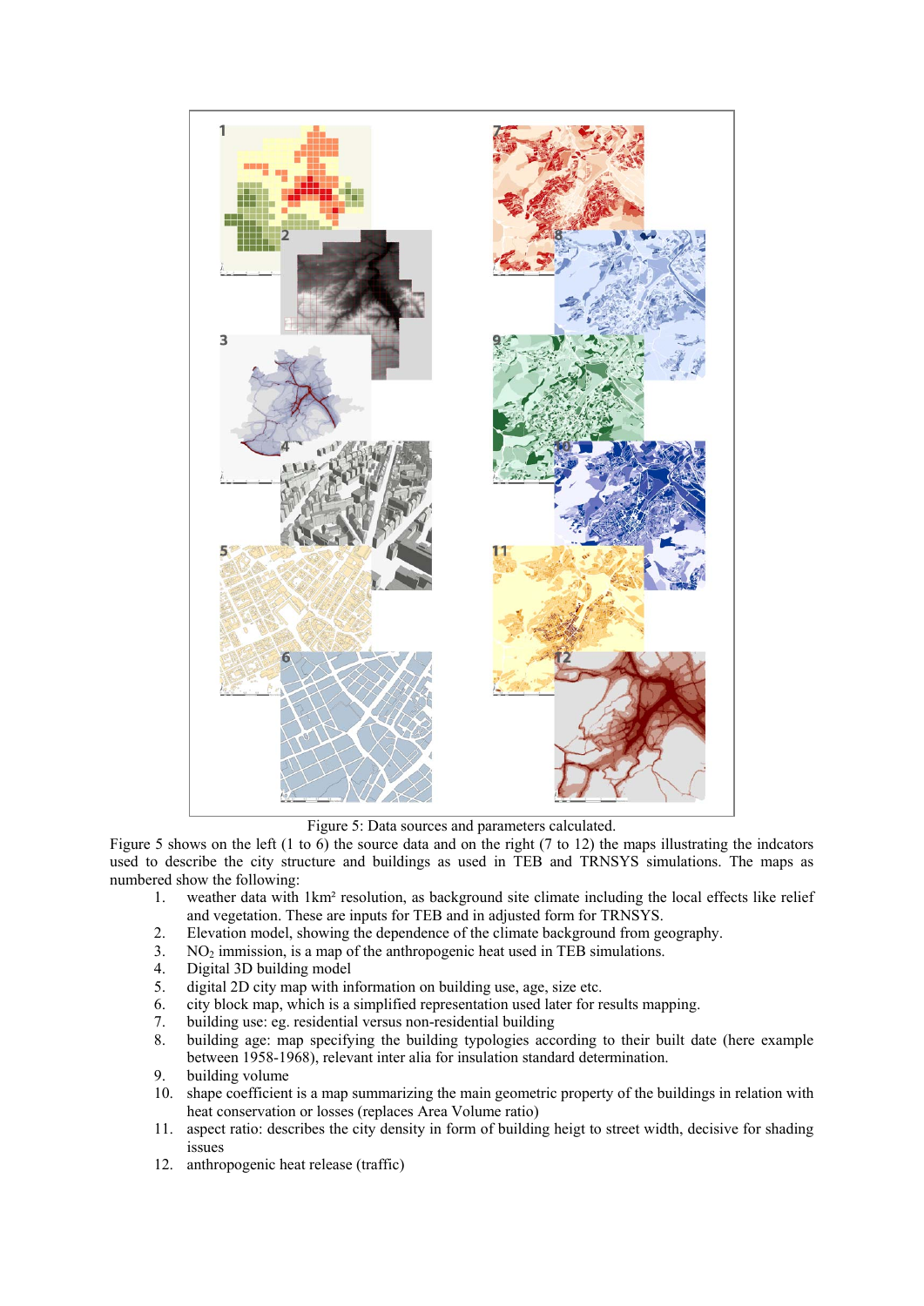Figure 5: Data sources and parameters calculated.

Figure 5 shows on the left (1 to 6) the source data and on the right (7 to 12) the maps illustrating the indcators used to describe the city structure and buildings as used in TEB and TRNSYS simulations. The maps as numbered show the following:

1. weather data with 1km² resolution, as background site climate including the local effects like relief and vegetation. These are inputs for TEB and in adjusted form for TRNSYS.
2. Elevation model, showing the dependence of the climate background from geography.
3. $NO_2$ immission, is a map of the anthropogenic heat used in TEB simulations.
4. Digital 3D building model
5. digital 2D city map with information on building use, age, size etc.
6. city block map, which is a simplified representation used later for results mapping.
7. building use: eg. residential versus non-residential building
8. building age: map specifying the building typologies according to their built date (here example between 1958-1968), relevant inter alia for insulation standard determination.
9. building volume
10. shape coefficient is a map summarizing the main geometric property of the buildings in relation with heat conservation or losses (replaces Area Volume ratio)
11. aspect ratio: describes the city density in form of building heigt to street width, decisive for shading issues
12. anthropogenic heat release (traffic)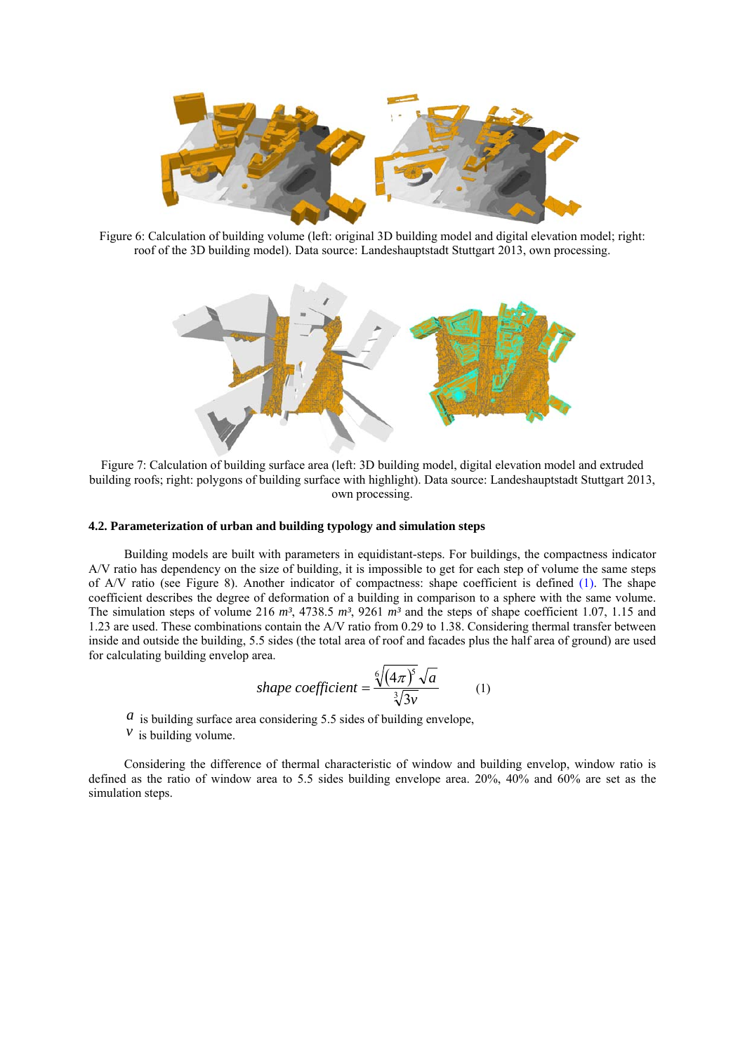Figure 6: Calculation of building volume (left: original 3D building model and digital elevation model; right: roof of the 3D building model). Data source: Landeshauptstadt Stuttgart 2013, own processing.

Figure 7: Calculation of building surface area (left: 3D building model, digital elevation model and extruded building roofs; right: polygons of building surface with highlight). Data source: Landeshauptstadt Stuttgart 2013, own processing.

### 4.2. Parameterization of urban and building typology and simulation steps

Building models are built with parameters in equidistant-steps. For buildings, the compactness indicator A/V ratio has dependency on the size of building, it is impossible to get for each step of volume the same steps of A/V ratio (see Figure 8). Another indicator of compactness: shape coefficient is defined (1). The shape coefficient describes the degree of deformation of a building in comparison to a sphere with the same volume. The simulation steps of volume 216 $m^3$, 4738.5 $m^3$, 9261 $m^3$ and the steps of shape coefficient 1.07, 1.15 and 1.23 are used. These combinations contain the A/V ratio from 0.29 to 1.38. Considering thermal transfer between inside and outside the building, 5.5 sides (the total area of roof and facades plus the half area of ground) are used for calculating building envelop area.

$$shape\ coefficient = \frac{\sqrt[6]{(4\pi)^5}\sqrt{a}}{\sqrt[3]{3v}} \qquad (1)$$

$a$ is building surface area considering 5.5 sides of building envelope,
$v$ is building volume.

Considering the difference of thermal characteristic of window and building envelop, window ratio is defined as the ratio of window area to 5.5 sides building envelope area. 20%, 40% and 60% are set as the simulation steps.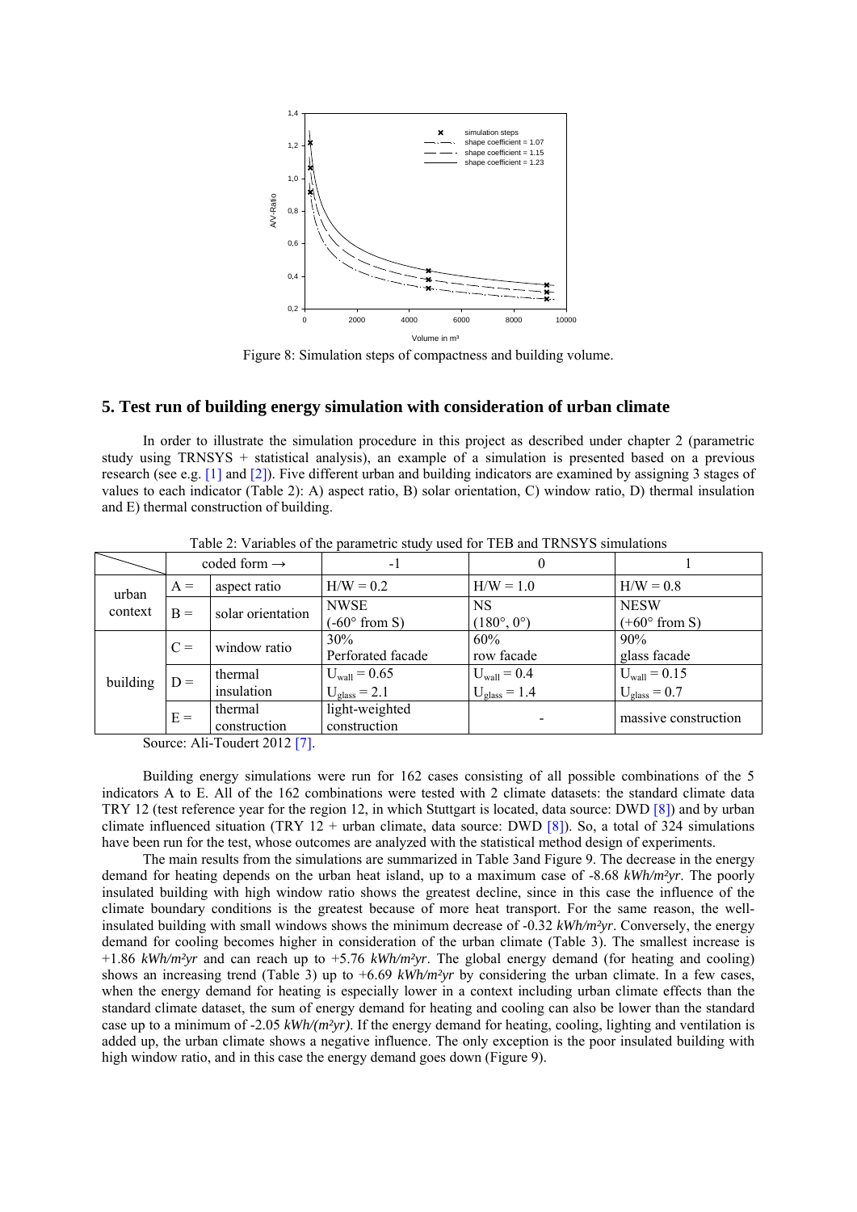Figure 8: Simulation steps of compactness and building volume.

## 5. Test run of building energy simulation with consideration of urban climate

In order to illustrate the simulation procedure in this project as described under chapter 2 (parametric study using TRNSYS + statistical analysis), an example of a simulation is presented based on a previous research (see e.g. [1] and [2]). Five different urban and building indicators are examined by assigning 3 stages of values to each indicator (Table 2): A) aspect ratio, B) solar orientation, C) window ratio, D) thermal insulation and E) thermal construction of building.

Table 2: Variables of the parametric study used for TEB and TRNSYS simulations

| | | coded form → | -1 | 0 | 1 |
|---|---|---|---|---|---|
| urban context | A = | aspect ratio | H/W = 0.2 | H/W = 1.0 | H/W = 0.8 |
| | B = | solar orientation | NWSE (-60° from S) | NS (180°, 0°) | NESW (+60° from S) |
| building | C = | window ratio | 30% Perforated facade | 60% row facade | 90% glass facade |
| | D = | thermal insulation | $U_{wall} = 0.65$ $U_{glass} = 2.1$ | $U_{wall} = 0.4$ $U_{glass} = 1.4$ | $U_{wall} = 0.15$ $U_{glass} = 0.7$ |
| | E = | thermal construction | light-weighted construction | - | massive construction |

Source: Ali-Toudert 2012 [7].

Building energy simulations were run for 162 cases consisting of all possible combinations of the 5 indicators A to E. All of the 162 combinations were tested with 2 climate datasets: the standard climate data TRY 12 (test reference year for the region 12, in which Stuttgart is located, data source: DWD [8]) and by urban climate influenced situation (TRY 12 + urban climate, data source: DWD [8]). So, a total of 324 simulations have been run for the test, whose outcomes are analyzed with the statistical method design of experiments.

The main results from the simulations are summarized in Table 3and Figure 9. The decrease in the energy demand for heating depends on the urban heat island, up to a maximum case of -8.68 *kWh/m²yr*. The poorly insulated building with high window ratio shows the greatest decline, since in this case the influence of the climate boundary conditions is the greatest because of more heat transport. For the same reason, the well-insulated building with small windows shows the minimum decrease of -0.32 *kWh/m²yr*. Conversely, the energy demand for cooling becomes higher in consideration of the urban climate (Table 3). The smallest increase is +1.86 *kWh/m²yr* and can reach up to +5.76 *kWh/m²yr*. The global energy demand (for heating and cooling) shows an increasing trend (Table 3) up to +6.69 *kWh/m²yr* by considering the urban climate. In a few cases, when the energy demand for heating is especially lower in a context including urban climate effects than the standard climate dataset, the sum of energy demand for heating and cooling can also be lower than the standard case up to a minimum of -2.05 *kWh/(m²yr)*. If the energy demand for heating, cooling, lighting and ventilation is added up, the urban climate shows a negative influence. The only exception is the poor insulated building with high window ratio, and in this case the energy demand goes down (Figure 9).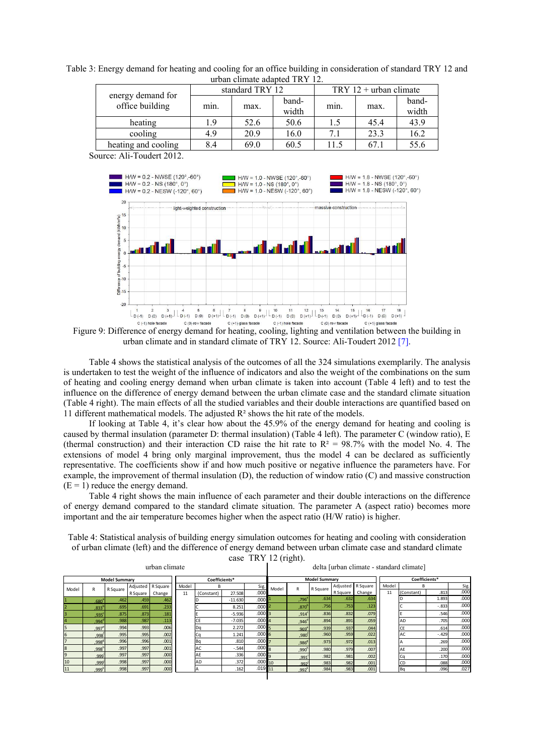Table 3: Energy demand for heating and cooling for an office building in consideration of standard TRY 12 and urban climate adapted TRY 12.

| energy demand for office building | standard TRY 12 | | | TRY 12 + urban climate | | |
|---|---|---|---|---|---|---|
| | min. | max. | band-width | min. | max. | band-width |
| heating | 1.9 | 52.6 | 50.6 | 1.5 | 45.4 | 43.9 |
| cooling | 4.9 | 20.9 | 16.0 | 7.1 | 23.3 | 16.2 |
| heating and cooling | 8.4 | 69.0 | 60.5 | 11.5 | 67.1 | 55.6 |

Source: Ali-Toudert 2012.

Figure 9: Difference of energy demand for heating, cooling, lighting and ventilation between the building in urban climate and in standard climate of TRY 12. Source: Ali-Toudert 2012 [7].

Table 4 shows the statistical analysis of the outcomes of all the 324 simulations exemplarily. The analysis is undertaken to test the weight of the influence of indicators and also the weight of the combinations on the sum of heating and cooling energy demand when urban climate is taken into account (Table 4 left) and to test the influence on the difference of energy demand between the urban climate case and the standard climate situation (Table 4 right). The main effects of all the studied variables and their double interactions are quantified based on 11 different mathematical models. The adjusted $R^2$ shows the hit rate of the models.

If looking at Table 4, it's clear how about the 45.9% of the energy demand for heating and cooling is caused by thermal insulation (parameter D: thermal insulation) (Table 4 left). The parameter C (window ratio), E (thermal construction) and their interaction CD raise the hit rate to $R^2 = 98.7\%$ with the model No. 4. The extensions of model 4 bring only marginal improvement, thus the model 4 can be declared as sufficiently representative. The coefficients show if and how much positive or negative influence the parameters have. For example, the improvement of thermal insulation (D), the reduction of window ratio (C) and massive construction (E = 1) reduce the energy demand.

Table 4 right shows the main influence of each parameter and their double interactions on the difference of energy demand compared to the standard climate situation. The parameter A (aspect ratio) becomes more important and the air temperature becomes higher when the aspect ratio (H/W ratio) is higher.

Table 4: Statistical analysis of building energy simulation outcomes for heating and cooling with consideration of urban climate (left) and the difference of energy demand between urban climate case and standard climate case TRY 12 (right).

urban climate

| Model | R | R Square | Adjusted R Square | R Square Change | Model | B | | Sig. |
|---|---|---|---|---|---|---|---|---|
| 1 | .680[a] | .462 | .459 | .462 | 11 | (Constant) | 27.508 | .000 |
| 2 | .833[b] | .695 | .691 | .233 | | D | -11.630 | .000 |
| 3 | .935[c] | .875 | .873 | .181 | | C | 8.251 | .000 |
| 4 | .994[d] | .988 | .987 | .113 | | E | -5.936 | .000 |
| 5 | .997[e] | .994 | .993 | .006 | | CE | -7.035 | .000 |
| 6 | .998[f] | .995 | .995 | .002 | | Dq | 2.272 | .000 |
| 7 | .998[g] | .996 | .996 | .001 | | Cq | 1.241 | .000 |
| 8 | .998[h] | .997 | .997 | .001 | | Bq | .810 | .000 |
| 9 | .999[i] | .997 | .997 | .000 | | AC | -.544 | .000 |
| 10 | .999[j] | .998 | .997 | .000 | | AE | .336 | .000 |
| 11 | .999[k] | .998 | .997 | .000 | | AD | .372 | .000 |
| | | | | | | A | .162 | .019 |

delta [urban climate - standard climate]

| Model | R | R Square | Adjusted R Square | R Square Change | Model | B | | Sig. |
|---|---|---|---|---|---|---|---|---|
| 1 | .796[a] | .634 | .632 | .634 | 11 | (Constant) | .813 | .000 |
| 2 | .870[b] | .756 | .753 | .123 | | D | 1.893 | .000 |
| 3 | .914[c] | .836 | .832 | .079 | | C | -.833 | .000 |
| 4 | .946[d] | .894 | .891 | .059 | | E | .546 | .000 |
| 5 | .969[e] | .939 | .937 | .044 | | AD | .705 | .000 |
| 6 | .980[f] | .960 | .959 | .022 | | CE | .614 | .000 |
| 7 | .986[g] | .973 | .972 | .013 | | AC | -.429 | .000 |
| 8 | .990[h] | .980 | .979 | .007 | | A | .269 | .000 |
| 9 | .991[i] | .982 | .981 | .002 | | AE | .200 | .000 |
| 10 | .992[j] | .983 | .982 | .001 | | Cq | .170 | .000 |
| 11 | .992[k] | .984 | .983 | .001 | | CD | .088 | .000 |
| | | | | | | Bq | .096 | .027 |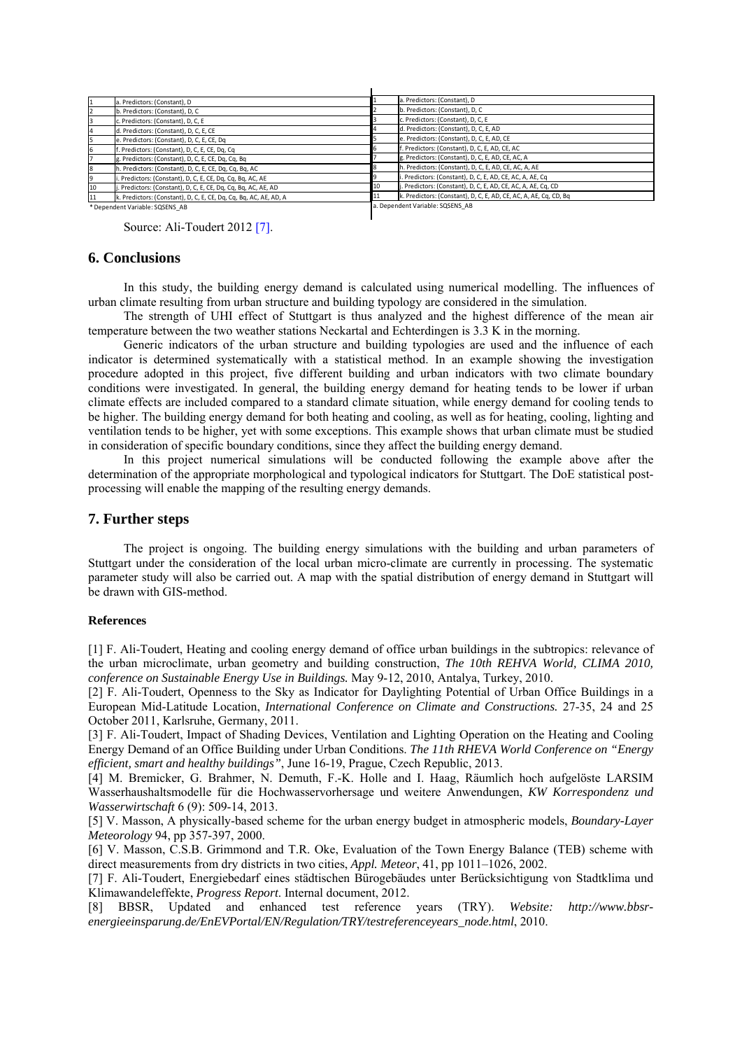| | |
|---|---|
| 1 | a. Predictors: (Constant), D |
| 2 | b. Predictors: (Constant), D, C |
| 3 | c. Predictors: (Constant), D, C, E |
| 4 | d. Predictors: (Constant), D, C, E, CE |
| 5 | e. Predictors: (Constant), D, C, E, CE, Dq |
| 6 | f. Predictors: (Constant), D, C, E, CE, Dq, Cq |
| 7 | g. Predictors: (Constant), D, C, E, CE, Dq, Cq, Bq |
| 8 | h. Predictors: (Constant), D, C, E, CE, Dq, Cq, Bq, AC |
| 9 | i. Predictors: (Constant), D, C, E, CE, Dq, Cq, Bq, AC, AE |
| 10 | j. Predictors: (Constant), D, C, E, CE, Dq, Cq, Bq, AC, AE, AD |
| 11 | k. Predictors: (Constant), D, C, E, CE, Dq, Cq, Bq, AC, AE, AD, A |

* Dependent Variable: SQSENS_AB

| | |
|---|---|
| 1 | a. Predictors: (Constant), D |
| 2 | b. Predictors: (Constant), D, C |
| 3 | c. Predictors: (Constant), D, C, E |
| 4 | d. Predictors: (Constant), D, C, E, AD |
| 5 | e. Predictors: (Constant), D, C, E, AD, CE |
| 6 | f. Predictors: (Constant), D, C, E, AD, CE, AC |
| 7 | g. Predictors: (Constant), D, C, E, AD, CE, AC, A |
| 8 | h. Predictors: (Constant), D, C, E, AD, CE, AC, A, AE |
| 9 | i. Predictors: (Constant), D, C, E, AD, CE, AC, A, AE, Cq |
| 10 | j. Predictors: (Constant), D, C, E, AD, CE, AC, A, AE, Cq, CD |
| 11 | k. Predictors: (Constant), D, C, E, AD, CE, AC, A, AE, Cq, CD, Bq |

a. Dependent Variable: SQSENS_AB

Source: Ali-Toudert 2012 [7].

## 6. Conclusions

In this study, the building energy demand is calculated using numerical modelling. The influences of urban climate resulting from urban structure and building typology are considered in the simulation.

The strength of UHI effect of Stuttgart is thus analyzed and the highest difference of the mean air temperature between the two weather stations Neckartal and Echterdingen is 3.3 K in the morning.

Generic indicators of the urban structure and building typologies are used and the influence of each indicator is determined systematically with a statistical method. In an example showing the investigation procedure adopted in this project, five different building and urban indicators with two climate boundary conditions were investigated. In general, the building energy demand for heating tends to be lower if urban climate effects are included compared to a standard climate situation, while energy demand for cooling tends to be higher. The building energy demand for both heating and cooling, as well as for heating, cooling, lighting and ventilation tends to be higher, yet with some exceptions. This example shows that urban climate must be studied in consideration of specific boundary conditions, since they affect the building energy demand.

In this project numerical simulations will be conducted following the example above after the determination of the appropriate morphological and typological indicators for Stuttgart. The DoE statistical post-processing will enable the mapping of the resulting energy demands.

## 7. Further steps

The project is ongoing. The building energy simulations with the building and urban parameters of Stuttgart under the consideration of the local urban micro-climate are currently in processing. The systematic parameter study will also be carried out. A map with the spatial distribution of energy demand in Stuttgart will be drawn with GIS-method.

#### References

[1] F. Ali-Toudert, Heating and cooling energy demand of office urban buildings in the subtropics: relevance of the urban microclimate, urban geometry and building construction, *The 10th REHVA World, CLIMA 2010, conference on Sustainable Energy Use in Buildings.* May 9-12, 2010, Antalya, Turkey, 2010.

[2] F. Ali-Toudert, Openness to the Sky as Indicator for Daylighting Potential of Urban Office Buildings in a European Mid-Latitude Location, *International Conference on Climate and Constructions.* 27-35, 24 and 25 October 2011, Karlsruhe, Germany, 2011.

[3] F. Ali-Toudert, Impact of Shading Devices, Ventilation and Lighting Operation on the Heating and Cooling Energy Demand of an Office Building under Urban Conditions. *The 11th RHEVA World Conference on "Energy efficient, smart and healthy buildings"*, June 16-19, Prague, Czech Republic, 2013.

[4] M. Bremicker, G. Brahmer, N. Demuth, F.-K. Holle and I. Haag, Räumlich hoch aufgelöste LARSIM Wasserhaushaltsmodelle für die Hochwasservorhersage und weitere Anwendungen, *KW Korrespondenz und Wasserwirtschaft* 6 (9): 509-14, 2013.

[5] V. Masson, A physically-based scheme for the urban energy budget in atmospheric models, *Boundary-Layer Meteorology* 94, pp 357-397, 2000.

[6] V. Masson, C.S.B. Grimmond and T.R. Oke, Evaluation of the Town Energy Balance (TEB) scheme with direct measurements from dry districts in two cities, *Appl. Meteor*, 41, pp 1011–1026, 2002.

[7] F. Ali-Toudert, Energiebedarf eines städtischen Bürogebäudes unter Berücksichtigung von Stadtklima und Klimawandeleffekte, *Progress Report*. Internal document, 2012.

[8] BBSR, Updated and enhanced test reference years (TRY). *Website: http://www.bbsr-energieeinsparung.de/EnEVPortal/EN/Regulation/TRY/testreferenceyears_node.html*, 2010.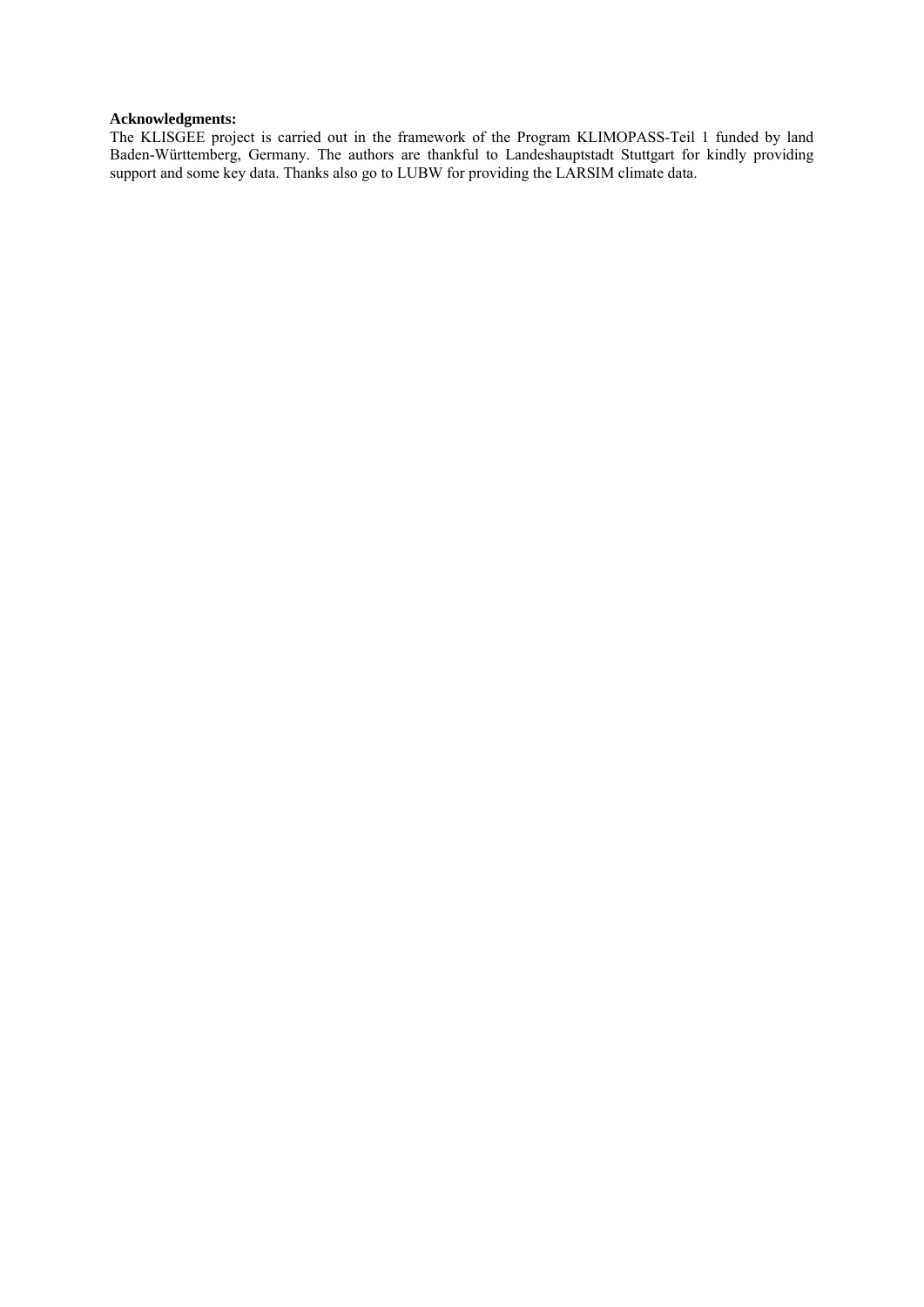**Acknowledgments:**

The KLISGEE project is carried out in the framework of the Program KLIMOPASS-Teil 1 funded by land Baden-Württemberg, Germany. The authors are thankful to Landeshauptstadt Stuttgart for kindly providing support and some key data. Thanks also go to LUBW for providing the LARSIM climate data.